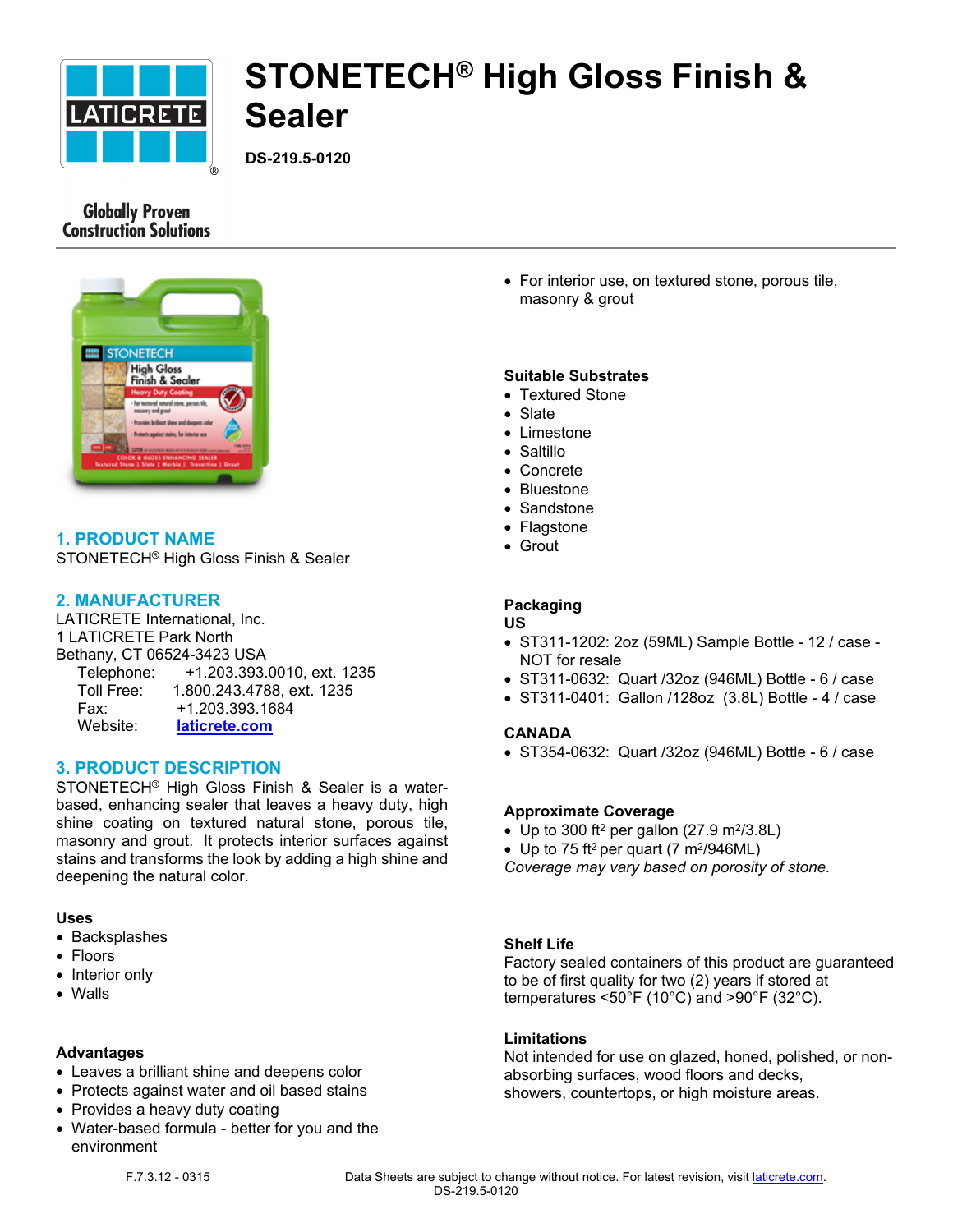# STONETECH® High Gloss Finish & Sealer

**DS-219.5-0120**

Globally Proven Construction Solutions

## 1. PRODUCT NAME

STONETECH® High Gloss Finish & Sealer

## 2. MANUFACTURER

LATICRETE International, Inc.
1 LATICRETE Park North
Bethany, CT 06524-3423 USA

Telephone: +1.203.393.0010, ext. 1235
Toll Free: 1.800.243.4788, ext. 1235
Fax: +1.203.393.1684
Website: laticrete.com

## 3. PRODUCT DESCRIPTION

STONETECH® High Gloss Finish & Sealer is a water-based, enhancing sealer that leaves a heavy duty, high shine coating on textured natural stone, porous tile, masonry and grout. It protects interior surfaces against stains and transforms the look by adding a high shine and deepening the natural color.

### Uses

- Backsplashes
- Floors
- Interior only
- Walls

### Advantages

- Leaves a brilliant shine and deepens color
- Protects against water and oil based stains
- Provides a heavy duty coating
- Water-based formula - better for you and the environment
- For interior use, on textured stone, porous tile, masonry & grout

### Suitable Substrates

- Textured Stone
- Slate
- Limestone
- Saltillo
- Concrete
- Bluestone
- Sandstone
- Flagstone
- Grout

### Packaging

**US**

- ST311-1202: 2oz (59ML) Sample Bottle - 12 / case - NOT for resale
- ST311-0632: Quart /32oz (946ML) Bottle - 6 / case
- ST311-0401: Gallon /128oz (3.8L) Bottle - 4 / case

**CANADA**

- ST354-0632: Quart /32oz (946ML) Bottle - 6 / case

### Approximate Coverage

- Up to 300 ft² per gallon (27.9 m²/3.8L)
- Up to 75 ft² per quart (7 m²/946ML)

*Coverage may vary based on porosity of stone.*

### Shelf Life

Factory sealed containers of this product are guaranteed to be of first quality for two (2) years if stored at temperatures <50°F (10°C) and >90°F (32°C).

### Limitations

Not intended for use on glazed, honed, polished, or non-absorbing surfaces, wood floors and decks, showers, countertops, or high moisture areas.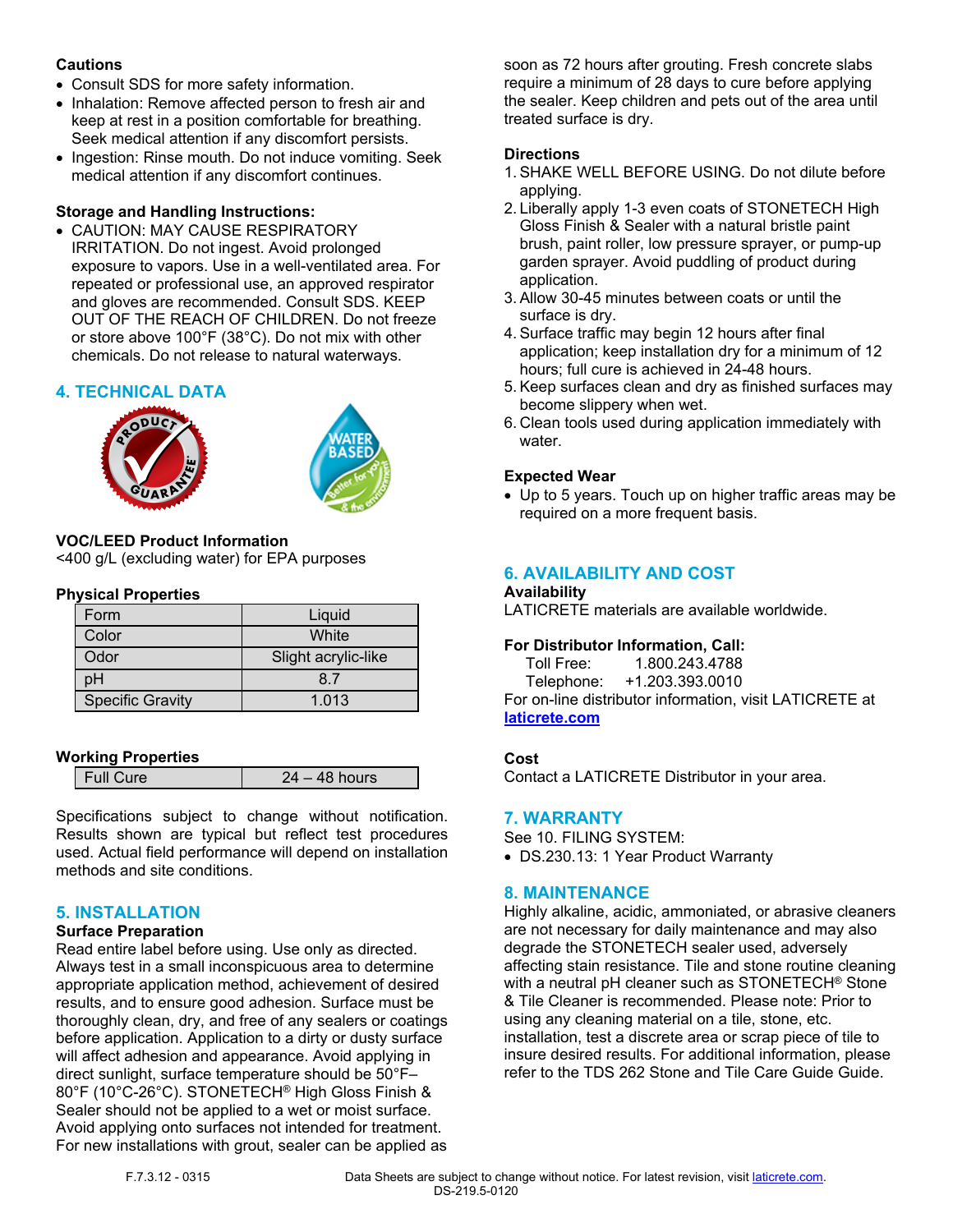**Cautions**

- Consult SDS for more safety information.
- Inhalation: Remove affected person to fresh air and keep at rest in a position comfortable for breathing. Seek medical attention if any discomfort persists.
- Ingestion: Rinse mouth. Do not induce vomiting. Seek medical attention if any discomfort continues.

**Storage and Handling Instructions:**

- CAUTION: MAY CAUSE RESPIRATORY IRRITATION. Do not ingest. Avoid prolonged exposure to vapors. Use in a well-ventilated area. For repeated or professional use, an approved respirator and gloves are recommended. Consult SDS. KEEP OUT OF THE REACH OF CHILDREN. Do not freeze or store above 100°F (38°C). Do not mix with other chemicals. Do not release to natural waterways.

## 4. TECHNICAL DATA

**VOC/LEED Product Information**

<400 g/L (excluding water) for EPA purposes

**Physical Properties**

| Form | Liquid |
|---|---|
| Color | White |
| Odor | Slight acrylic-like |
| pH | 8.7 |
| Specific Gravity | 1.013 |

**Working Properties**

| Full Cure | 24 – 48 hours |
|---|---|

Specifications subject to change without notification. Results shown are typical but reflect test procedures used. Actual field performance will depend on installation methods and site conditions.

## 5. INSTALLATION

**Surface Preparation**

Read entire label before using. Use only as directed. Always test in a small inconspicuous area to determine appropriate application method, achievement of desired results, and to ensure good adhesion. Surface must be thoroughly clean, dry, and free of any sealers or coatings before application. Application to a dirty or dusty surface will affect adhesion and appearance. Avoid applying in direct sunlight, surface temperature should be 50°F–80°F (10°C-26°C). STONETECH® High Gloss Finish & Sealer should not be applied to a wet or moist surface. Avoid applying onto surfaces not intended for treatment. For new installations with grout, sealer can be applied as soon as 72 hours after grouting. Fresh concrete slabs require a minimum of 28 days to cure before applying the sealer. Keep children and pets out of the area until treated surface is dry.

**Directions**

1. SHAKE WELL BEFORE USING. Do not dilute before applying.
2. Liberally apply 1-3 even coats of STONETECH High Gloss Finish & Sealer with a natural bristle paint brush, paint roller, low pressure sprayer, or pump-up garden sprayer. Avoid puddling of product during application.
3. Allow 30-45 minutes between coats or until the surface is dry.
4. Surface traffic may begin 12 hours after final application; keep installation dry for a minimum of 12 hours; full cure is achieved in 24-48 hours.
5. Keep surfaces clean and dry as finished surfaces may become slippery when wet.
6. Clean tools used during application immediately with water.

**Expected Wear**

- Up to 5 years. Touch up on higher traffic areas may be required on a more frequent basis.

## 6. AVAILABILITY AND COST

**Availability**

LATICRETE materials are available worldwide.

**For Distributor Information, Call:**

Toll Free: 1.800.243.4788
Telephone: +1.203.393.0010

For on-line distributor information, visit LATICRETE at **laticrete.com**

**Cost**

Contact a LATICRETE Distributor in your area.

## 7. WARRANTY

See 10. FILING SYSTEM:

- DS.230.13: 1 Year Product Warranty

## 8. MAINTENANCE

Highly alkaline, acidic, ammoniated, or abrasive cleaners are not necessary for daily maintenance and may also degrade the STONETECH sealer used, adversely affecting stain resistance. Tile and stone routine cleaning with a neutral pH cleaner such as STONETECH® Stone & Tile Cleaner is recommended. Please note: Prior to using any cleaning material on a tile, stone, etc. installation, test a discrete area or scrap piece of tile to insure desired results. For additional information, please refer to the TDS 262 Stone and Tile Care Guide Guide.

F.7.3.12 - 0315

Data Sheets are subject to change without notice. For latest revision, visit laticrete.com.
DS-219.5-0120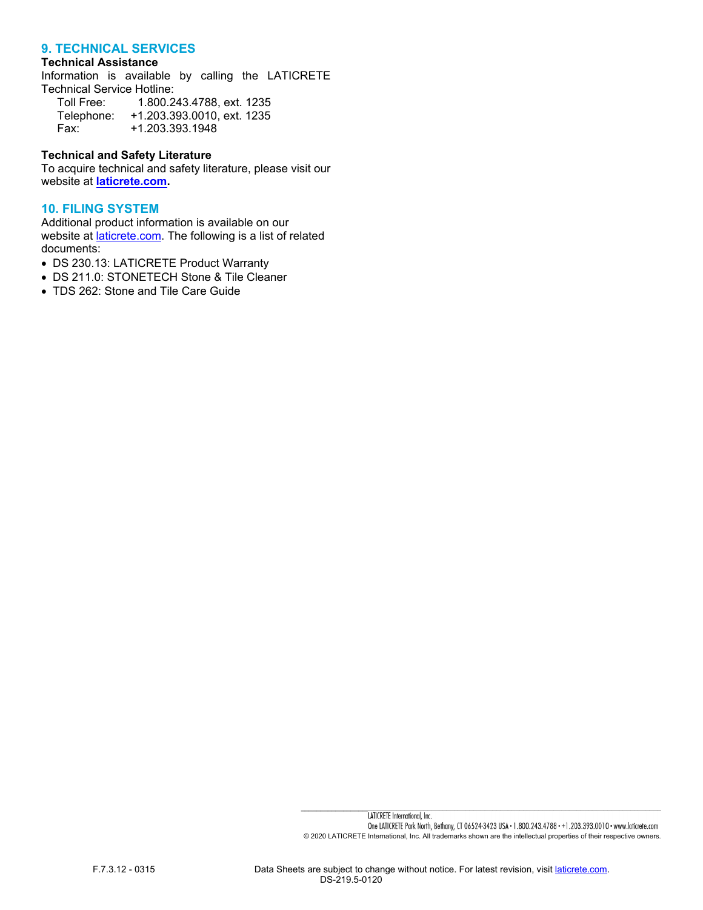## 9. TECHNICAL SERVICES

**Technical Assistance**

Information is available by calling the LATICRETE Technical Service Hotline:

Toll Free: 1.800.243.4788, ext. 1235
Telephone: +1.203.393.0010, ext. 1235
Fax: +1.203.393.1948

**Technical and Safety Literature**

To acquire technical and safety literature, please visit our website at **laticrete.com.**

## 10. FILING SYSTEM

Additional product information is available on our website at laticrete.com. The following is a list of related documents:

- DS 230.13: LATICRETE Product Warranty
- DS 211.0: STONETECH Stone & Tile Cleaner
- TDS 262: Stone and Tile Care Guide

LATICRETE International, Inc.
One LATICRETE Park North, Bethany, CT 06524-3423 USA • 1.800.243.4788 • +1.203.393.0010 • www.laticrete.com
© 2020 LATICRETE International, Inc. All trademarks shown are the intellectual properties of their respective owners.

F.7.3.12 - 0315

Data Sheets are subject to change without notice. For latest revision, visit laticrete.com.
DS-219.5-0120